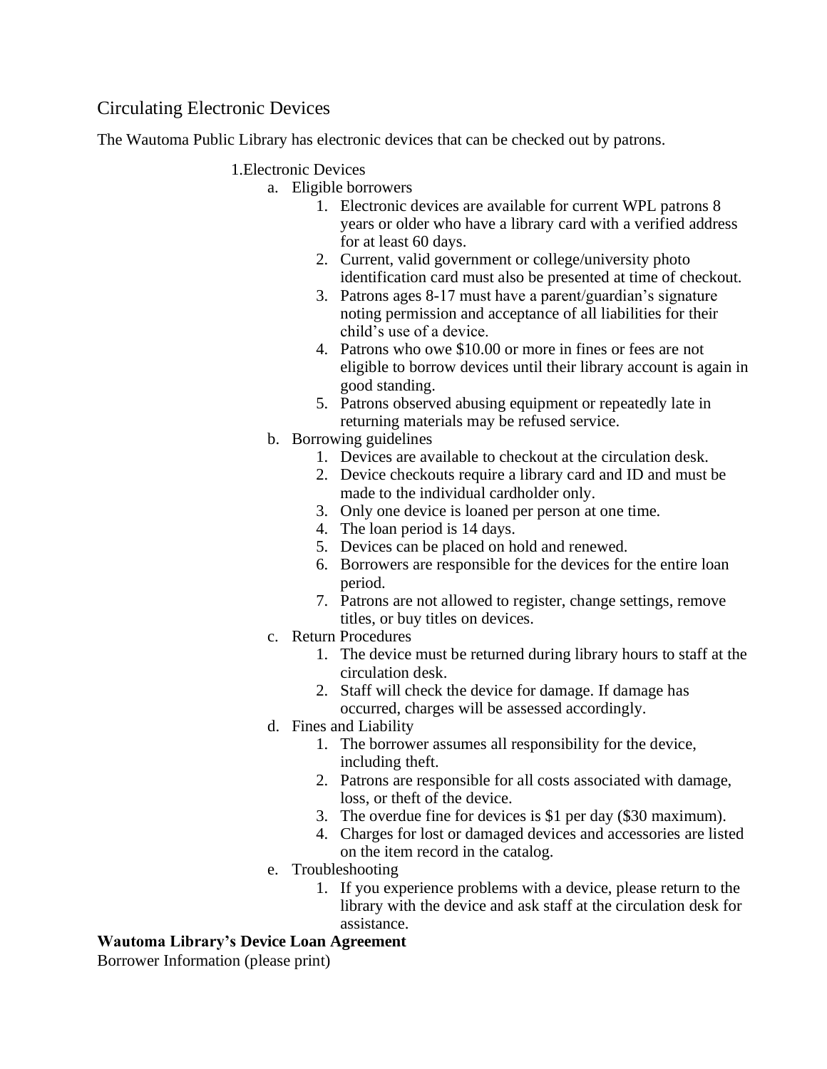## Circulating Electronic Devices

The Wautoma Public Library has electronic devices that can be checked out by patrons.

1. Electronic Devices
   a. Eligible borrowers
      1. Electronic devices are available for current WPL patrons 8 years or older who have a library card with a verified address for at least 60 days.
      2. Current, valid government or college/university photo identification card must also be presented at time of checkout.
      3. Patrons ages 8-17 must have a parent/guardian's signature noting permission and acceptance of all liabilities for their child's use of a device.
      4. Patrons who owe $10.00 or more in fines or fees are not eligible to borrow devices until their library account is again in good standing.
      5. Patrons observed abusing equipment or repeatedly late in returning materials may be refused service.

   b. Borrowing guidelines
      1. Devices are available to checkout at the circulation desk.
      2. Device checkouts require a library card and ID and must be made to the individual cardholder only.
      3. Only one device is loaned per person at one time.
      4. The loan period is 14 days.
      5. Devices can be placed on hold and renewed.
      6. Borrowers are responsible for the devices for the entire loan period.
      7. Patrons are not allowed to register, change settings, remove titles, or buy titles on devices.

   c. Return Procedures
      1. The device must be returned during library hours to staff at the circulation desk.
      2. Staff will check the device for damage. If damage has occurred, charges will be assessed accordingly.

   d. Fines and Liability
      1. The borrower assumes all responsibility for the device, including theft.
      2. Patrons are responsible for all costs associated with damage, loss, or theft of the device.
      3. The overdue fine for devices is $1 per day ($30 maximum).
      4. Charges for lost or damaged devices and accessories are listed on the item record in the catalog.

   e. Troubleshooting
      1. If you experience problems with a device, please return to the library with the device and ask staff at the circulation desk for assistance.

**Wautoma Library's Device Loan Agreement**

Borrower Information (please print)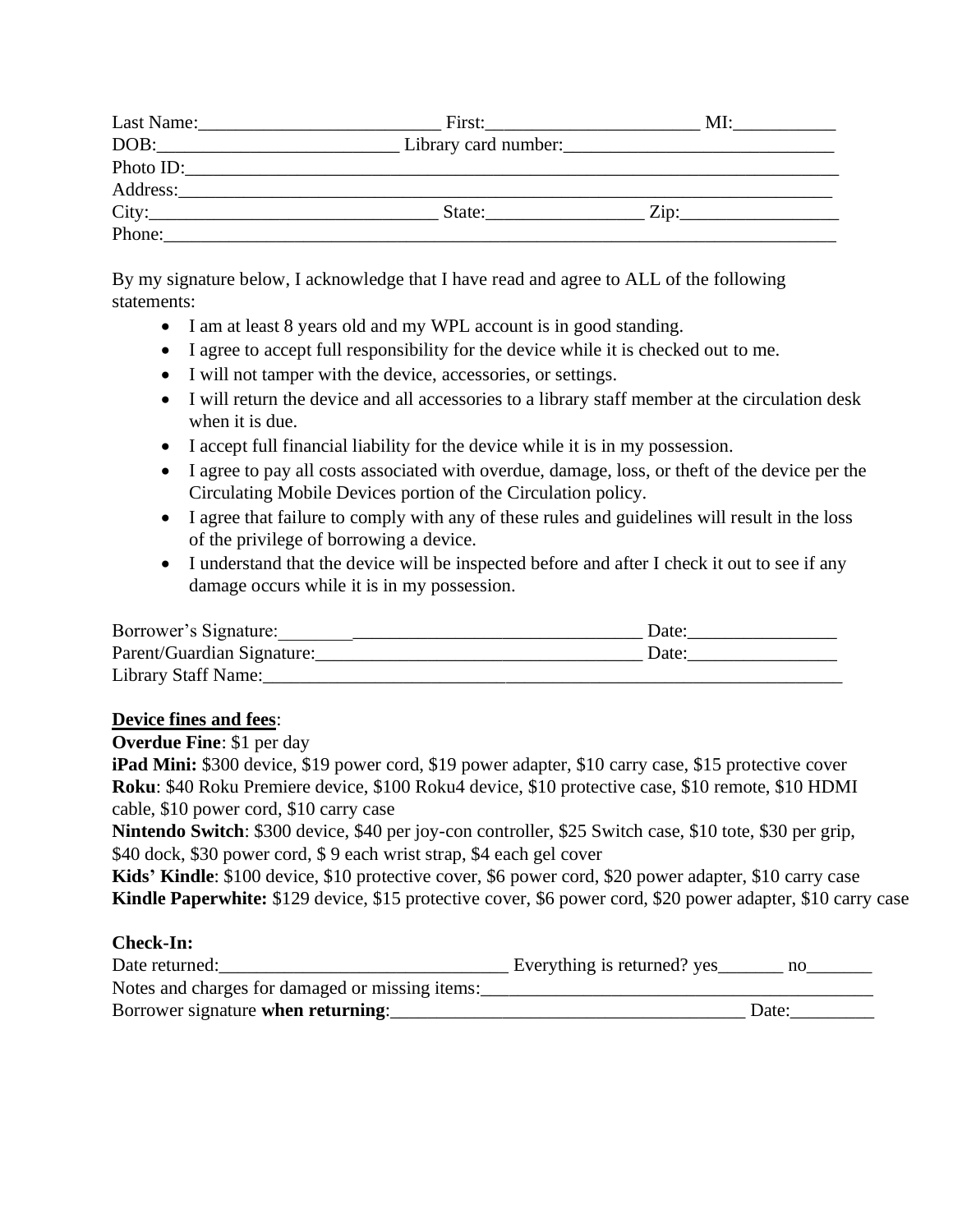Last Name:__________________________ First:_______________________ MI:___________
DOB:__________________________ Library card number:_____________________________
Photo ID:____________________________________________________________________
Address:____________________________________________________________________
City:_______________________________ State:_________________ Zip:_________________
Phone:______________________________________________________________________

By my signature below, I acknowledge that I have read and agree to ALL of the following statements:

- I am at least 8 years old and my WPL account is in good standing.
- I agree to accept full responsibility for the device while it is checked out to me.
- I will not tamper with the device, accessories, or settings.
- I will return the device and all accessories to a library staff member at the circulation desk when it is due.
- I accept full financial liability for the device while it is in my possession.
- I agree to pay all costs associated with overdue, damage, loss, or theft of the device per the Circulating Mobile Devices portion of the Circulation policy.
- I agree that failure to comply with any of these rules and guidelines will result in the loss of the privilege of borrowing a device.
- I understand that the device will be inspected before and after I check it out to see if any damage occurs while it is in my possession.

Borrower's Signature:________________________________________ Date:________________
Parent/Guardian Signature:___________________________________ Date:________________
Library Staff Name:_________________________________________________________________

**Device fines and fees**:
**Overdue Fine**: $1 per day
**iPad Mini:** $300 device, $19 power cord, $19 power adapter, $10 carry case, $15 protective cover
**Roku**: $40 Roku Premiere device, $100 Roku4 device, $10 protective case, $10 remote, $10 HDMI cable, $10 power cord, $10 carry case
**Nintendo Switch**: $300 device, $40 per joy-con controller, $25 Switch case, $10 tote, $30 per grip, $40 dock, $30 power cord, $ 9 each wrist strap, $4 each gel cover
**Kids' Kindle**: $100 device, $10 protective cover, $6 power cord, $20 power adapter, $10 carry case
**Kindle Paperwhite:** $129 device, $15 protective cover, $6 power cord, $20 power adapter, $10 carry case

**Check-In:**
Date returned:_______________________________ Everything is returned? yes_______ no_______
Notes and charges for damaged or missing items:__________________________________________
Borrower signature **when returning**:______________________________________ Date:_________